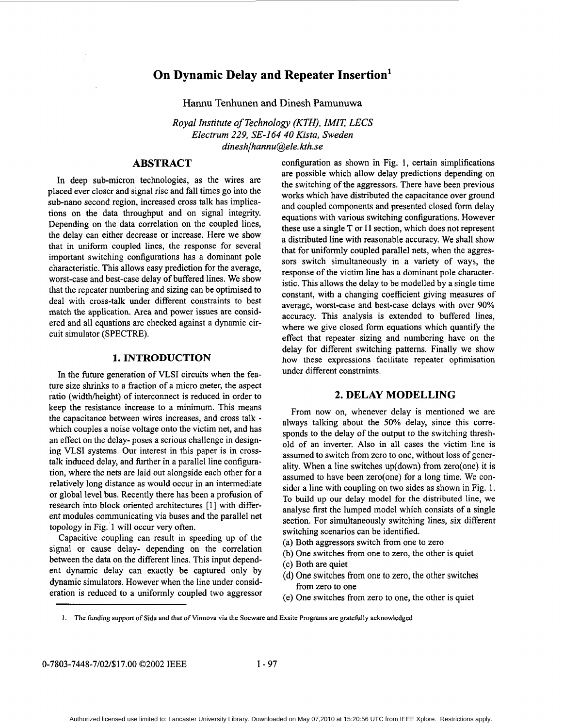# On Dynamic Delay and Repeater Insertion[1]

Hannu Tenhunen and Dinesh Pamunuwa

*Royal Institute of Technology (KTH), IMIT, LECS*
*Electrum 229, SE-164 40 Kista, Sweden*
*dinesh|hannu@ele.kth.se*

## ABSTRACT

In deep sub-micron technologies, as the wires are placed ever closer and signal rise and fall times go into the sub-nano second region, increased cross talk has implications on the data throughput and on signal integrity. Depending on the data correlation on the coupled lines, the delay can either decrease or increase. Here we show that in uniform coupled lines, the response for several important switching configurations has a dominant pole characteristic. This allows easy prediction for the average, worst-case and best-case delay of buffered lines. We show that the repeater numbering and sizing can be optimised to deal with cross-talk under different constraints to best match the application. Area and power issues are considered and all equations are checked against a dynamic circuit simulator (SPECTRE).

## 1. INTRODUCTION

In the future generation of VLSI circuits when the feature size shrinks to a fraction of a micro meter, the aspect ratio (width/height) of interconnect is reduced in order to keep the resistance increase to a minimum. This means the capacitance between wires increases, and cross talk - which couples a noise voltage onto the victim net, and has an effect on the delay- poses a serious challenge in designing VLSI systems. Our interest in this paper is in cross-talk induced delay, and further in a parallel line configuration, where the nets are laid out alongside each other for a relatively long distance as would occur in an intermediate or global level bus. Recently there has been a profusion of research into block oriented architectures [1] with different modules communicating via buses and the parallel net topology in Fig. 1 will occur very often.

Capacitive coupling can result in speeding up of the signal or cause delay- depending on the correlation between the data on the different lines. This input dependent dynamic delay can exactly be captured only by dynamic simulators. However when the line under consideration is reduced to a uniformly coupled two aggressor configuration as shown in Fig. 1, certain simplifications are possible which allow delay predictions depending on the switching of the aggressors. There have been previous works which have distributed the capacitance over ground and coupled components and presented closed form delay equations with various switching configurations. However these use a single T or Π section, which does not represent a distributed line with reasonable accuracy. We shall show that for uniformly coupled parallel nets, when the aggressors switch simultaneously in a variety of ways, the response of the victim line has a dominant pole characteristic. This allows the delay to be modelled by a single time constant, with a changing coefficient giving measures of average, worst-case and best-case delays with over 90% accuracy. This analysis is extended to buffered lines, where we give closed form equations which quantify the effect that repeater sizing and numbering have on the delay for different switching patterns. Finally we show how these expressions facilitate repeater optimisation under different constraints.

## 2. DELAY MODELLING

From now on, whenever delay is mentioned we are always talking about the 50% delay, since this corresponds to the delay of the output to the switching threshold of an inverter. Also in all cases the victim line is assumed to switch from zero to one, without loss of generality. When a line switches up(down) from zero(one) it is assumed to have been zero(one) for a long time. We consider a line with coupling on two sides as shown in Fig. 1. To build up our delay model for the distributed line, we analyse first the lumped model which consists of a single section. For simultaneously switching lines, six different switching scenarios can be identified.

(a) Both aggressors switch from one to zero
(b) One switches from one to zero, the other is quiet
(c) Both are quiet
(d) One switches from one to zero, the other switches from zero to one
(e) One switches from zero to one, the other is quiet

1. The funding support of Sida and that of Vinnova via the Socware and Exsite Programs are gratefully acknowledged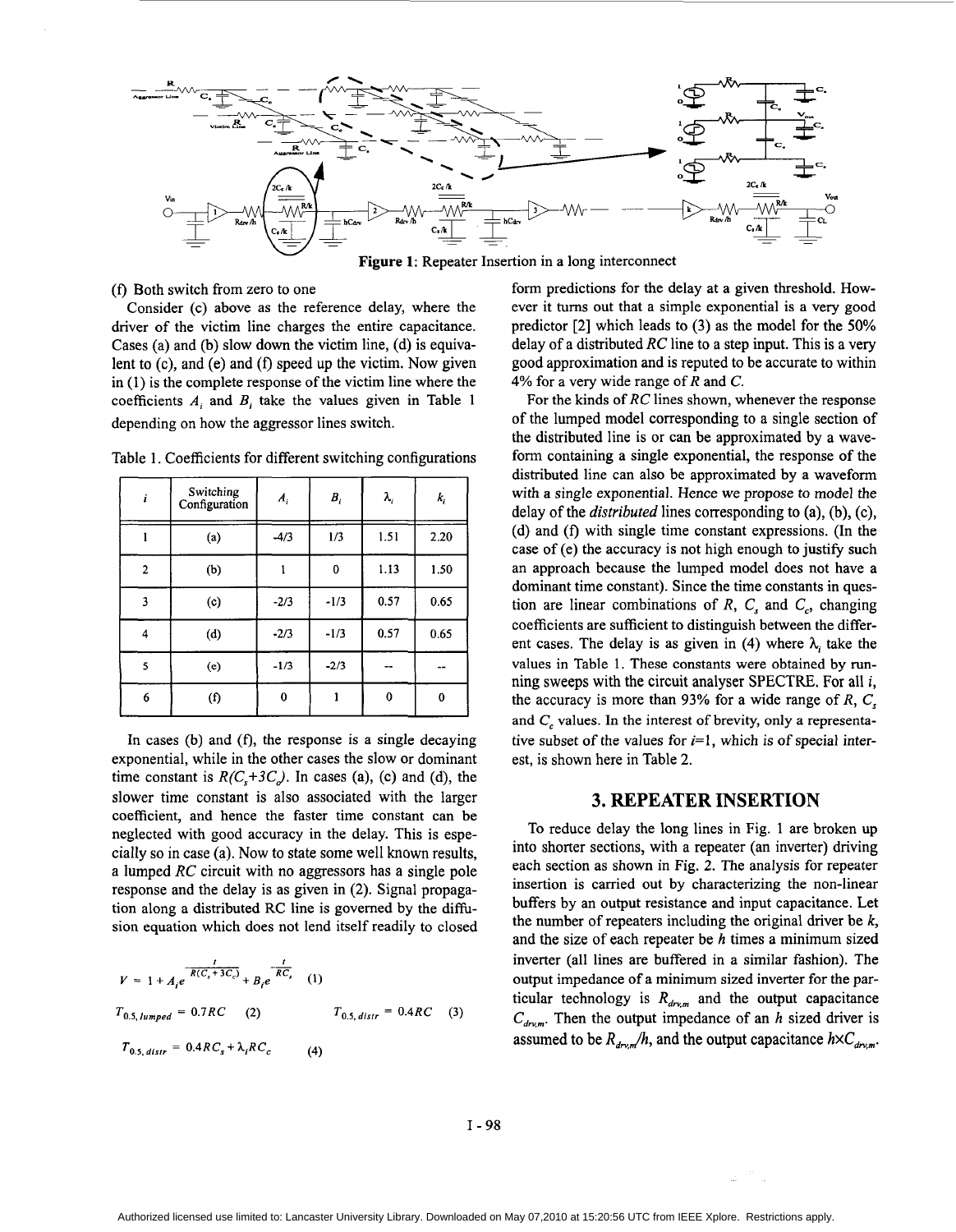Figure 1: Repeater Insertion in a long interconnect

(f) Both switch from zero to one

Consider (c) above as the reference delay, where the driver of the victim line charges the entire capacitance. Cases (a) and (b) slow down the victim line, (d) is equivalent to (c), and (e) and (f) speed up the victim. Now given in (1) is the complete response of the victim line where the coefficients $A_i$ and $B_i$ take the values given in Table 1 depending on how the aggressor lines switch.

Table 1. Coefficients for different switching configurations

| $i$ | Switching Configuration | $A_i$ | $B_i$ | $\lambda_i$ | $k_i$ |
|---|---|---|---|---|---|
| 1 | (a) | -4/3 | 1/3 | 1.51 | 2.20 |
| 2 | (b) | 1 | 0 | 1.13 | 1.50 |
| 3 | (c) | -2/3 | -1/3 | 0.57 | 0.65 |
| 4 | (d) | -2/3 | -1/3 | 0.57 | 0.65 |
| 5 | (e) | -1/3 | -2/3 | -- | -- |
| 6 | (f) | 0 | 1 | 0 | 0 |

In cases (b) and (f), the response is a single decaying exponential, while in the other cases the slow or dominant time constant is $R(C_s+3C_c)$. In cases (a), (c) and (d), the slower time constant is also associated with the larger coefficient, and hence the faster time constant can be neglected with good accuracy in the delay. This is especially so in case (a). Now to state some well known results, a lumped *RC* circuit with no aggressors has a single pole response and the delay is as given in (2). Signal propagation along a distributed RC line is governed by the diffusion equation which does not lend itself readily to closed form predictions for the delay at a given threshold. However it turns out that a simple exponential is a very good predictor [2] which leads to (3) as the model for the 50% delay of a distributed *RC* line to a step input. This is a very good approximation and is reputed to be accurate to within 4% for a very wide range of *R* and *C*.

$$V = 1 + A_i e^{-\frac{t}{R(C_s+3C_c)}} + B_i e^{-\frac{t}{RC_s}} \quad (1)$$

$$T_{0.5,\,lumped} = 0.7RC \quad (2) \qquad T_{0.5,\,distr} = 0.4RC \quad (3)$$

$$T_{0.5,\,distr} = 0.4RC_s + \lambda_i RC_c \quad (4)$$

For the kinds of *RC* lines shown, whenever the response of the lumped model corresponding to a single section of the distributed line is or can be approximated by a waveform containing a single exponential, the response of the distributed line can also be approximated by a waveform with a single exponential. Hence we propose to model the delay of the *distributed* lines corresponding to (a), (b), (c), (d) and (f) with single time constant expressions. (In the case of (e) the accuracy is not high enough to justify such an approach because the lumped model does not have a dominant time constant). Since the time constants in question are linear combinations of $R$, $C_s$ and $C_c$, changing coefficients are sufficient to distinguish between the different cases. The delay is as given in (4) where $\lambda_i$ take the values in Table 1. These constants were obtained by running sweeps with the circuit analyser SPECTRE. For all $i$, the accuracy is more than 93% for a wide range of $R$, $C_s$ and $C_c$ values. In the interest of brevity, only a representative subset of the values for $i$=1, which is of special interest, is shown here in Table 2.

## 3. REPEATER INSERTION

To reduce delay the long lines in Fig. 1 are broken up into shorter sections, with a repeater (an inverter) driving each section as shown in Fig. 2. The analysis for repeater insertion is carried out by characterizing the non-linear buffers by an output resistance and input capacitance. Let the number of repeaters including the original driver be $k$, and the size of each repeater be $h$ times a minimum sized inverter (all lines are buffered in a similar fashion). The output impedance of a minimum sized inverter for the particular technology is $R_{drv,m}$ and the output capacitance $C_{drv,m}$. Then the output impedance of an $h$ sized driver is assumed to be $R_{drv,m}/h$, and the output capacitance $h \times C_{drv,m}$.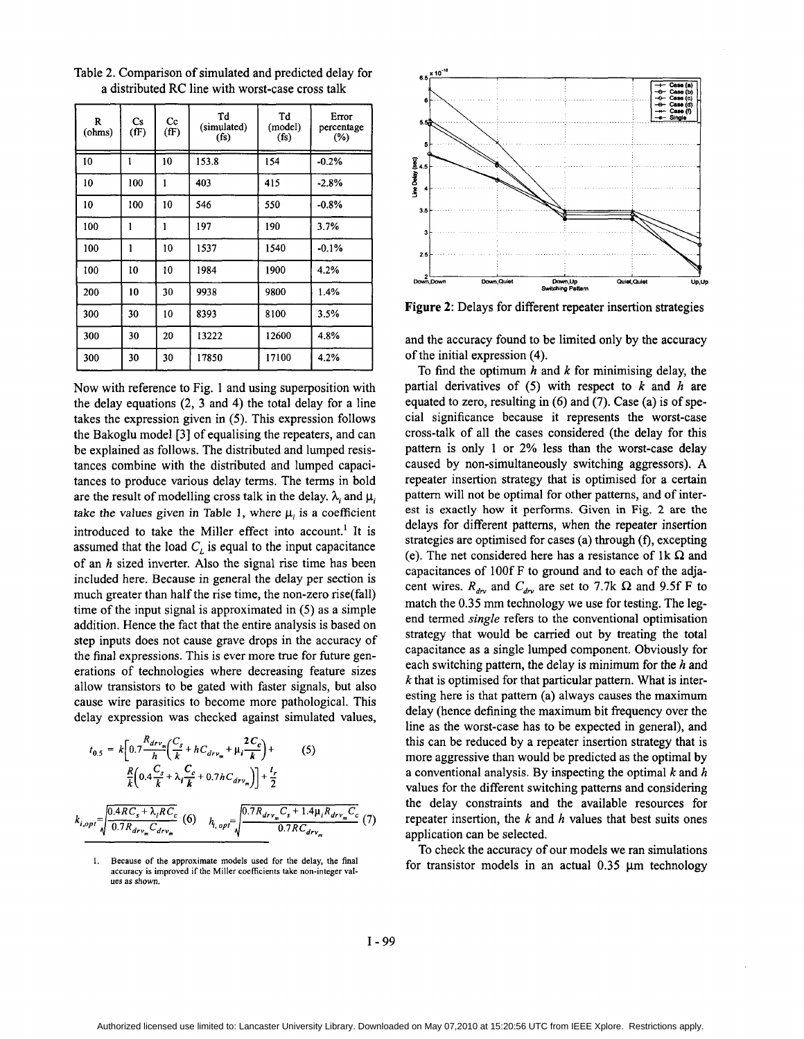Table 2. Comparison of simulated and predicted delay for a distributed RC line with worst-case cross talk

| R (ohms) | Cs (fF) | Cc (fF) | Td (simulated) (fs) | Td (model) (fs) | Error percentage (%) |
|---|---|---|---|---|---|
| 10 | 1 | 10 | 153.8 | 154 | -0.2% |
| 10 | 100 | 1 | 403 | 415 | -2.8% |
| 10 | 100 | 10 | 546 | 550 | -0.8% |
| 100 | 1 | 1 | 197 | 190 | 3.7% |
| 100 | 1 | 10 | 1537 | 1540 | -0.1% |
| 100 | 10 | 10 | 1984 | 1900 | 4.2% |
| 200 | 10 | 30 | 9938 | 9800 | 1.4% |
| 300 | 30 | 10 | 8393 | 8100 | 3.5% |
| 300 | 30 | 20 | 13222 | 12600 | 4.8% |
| 300 | 30 | 30 | 17850 | 17100 | 4.2% |

Now with reference to Fig. 1 and using superposition with the delay equations (2, 3 and 4) the total delay for a line takes the expression given in (5). This expression follows the Bakoglu model [3] of equalising the repeaters, and can be explained as follows. The distributed and lumped resistances combine with the distributed and lumped capacitances to produce various delay terms. The terms in bold are the result of modelling cross talk in the delay. $\lambda_i$ and $\mu_i$ take the values given in Table 1, where $\mu_i$ is a coefficient introduced to take the Miller effect into account.[1] It is assumed that the load $C_L$ is equal to the input capacitance of an $h$ sized inverter. Also the signal rise time has been included here. Because in general the delay per section is much greater than half the rise time, the non-zero rise(fall) time of the input signal is approximated in (5) as a simple addition. Hence the fact that the entire analysis is based on step inputs does not cause grave drops in the accuracy of the final expressions. This is ever more true for future generations of technologies where decreasing feature sizes allow transistors to be gated with faster signals, but also cause wire parasitics to become more pathological. This delay expression was checked against simulated values,

$$t_{0.5} = k\Big[0.7\frac{R_{drv_m}}{h}\Big(\frac{C_s}{k} + hC_{drv_m} + \mu_i\frac{2C_c}{k}\Big) + \frac{R}{k}\Big(0.4\frac{C_s}{k} + \lambda_i\frac{C_c}{k} + 0.7hC_{drv_m}\Big)\Big] + \frac{t_r}{2} \quad (5)$$

$$k_{i,opt} = \sqrt{\frac{0.4RC_s + \lambda_i RC_c}{0.7R_{drv_m}C_{drv_m}}} \quad (6) \qquad h_{i,opt} = \sqrt{\frac{0.7R_{drv_m}C_s + 1.4\mu_i R_{drv_m}C_c}{0.7RC_{drv_m}}} \quad (7)$$

[1] Because of the approximate models used for the delay, the final accuracy is improved if the Miller coefficients take non-integer values as shown.

Figure 2: Delays for different repeater insertion strategies

and the accuracy found to be limited only by the accuracy of the initial expression (4).

To find the optimum $h$ and $k$ for minimising delay, the partial derivatives of (5) with respect to $k$ and $h$ are equated to zero, resulting in (6) and (7). Case (a) is of special significance because it represents the worst-case cross-talk of all the cases considered (the delay for this pattern is only 1 or 2% less than the worst-case delay caused by non-simultaneously switching aggressors). A repeater insertion strategy that is optimised for a certain pattern will not be optimal for other patterns, and of interest is exactly how it performs. Given in Fig. 2 are the delays for different patterns, when the repeater insertion strategies are optimised for cases (a) through (f), excepting (e). The net considered here has a resistance of 1k Ω and capacitances of 100f F to ground and to each of the adjacent wires. $R_{drv}$ and $C_{drv}$ are set to 7.7k Ω and 9.5f F to match the 0.35 mm technology we use for testing. The legend termed *single* refers to the conventional optimisation strategy that would be carried out by treating the total capacitance as a single lumped component. Obviously for each switching pattern, the delay is minimum for the $h$ and $k$ that is optimised for that particular pattern. What is interesting here is that pattern (a) always causes the maximum delay (hence defining the maximum bit frequency over the line as the worst-case has to be expected in general), and this can be reduced by a repeater insertion strategy that is more aggressive than would be predicted as the optimal by a conventional analysis. By inspecting the optimal $k$ and $h$ values for the different switching patterns and considering the delay constraints and the available resources for repeater insertion, the $k$ and $h$ values that best suits ones application can be selected.

To check the accuracy of our models we ran simulations for transistor models in an actual 0.35 μm technology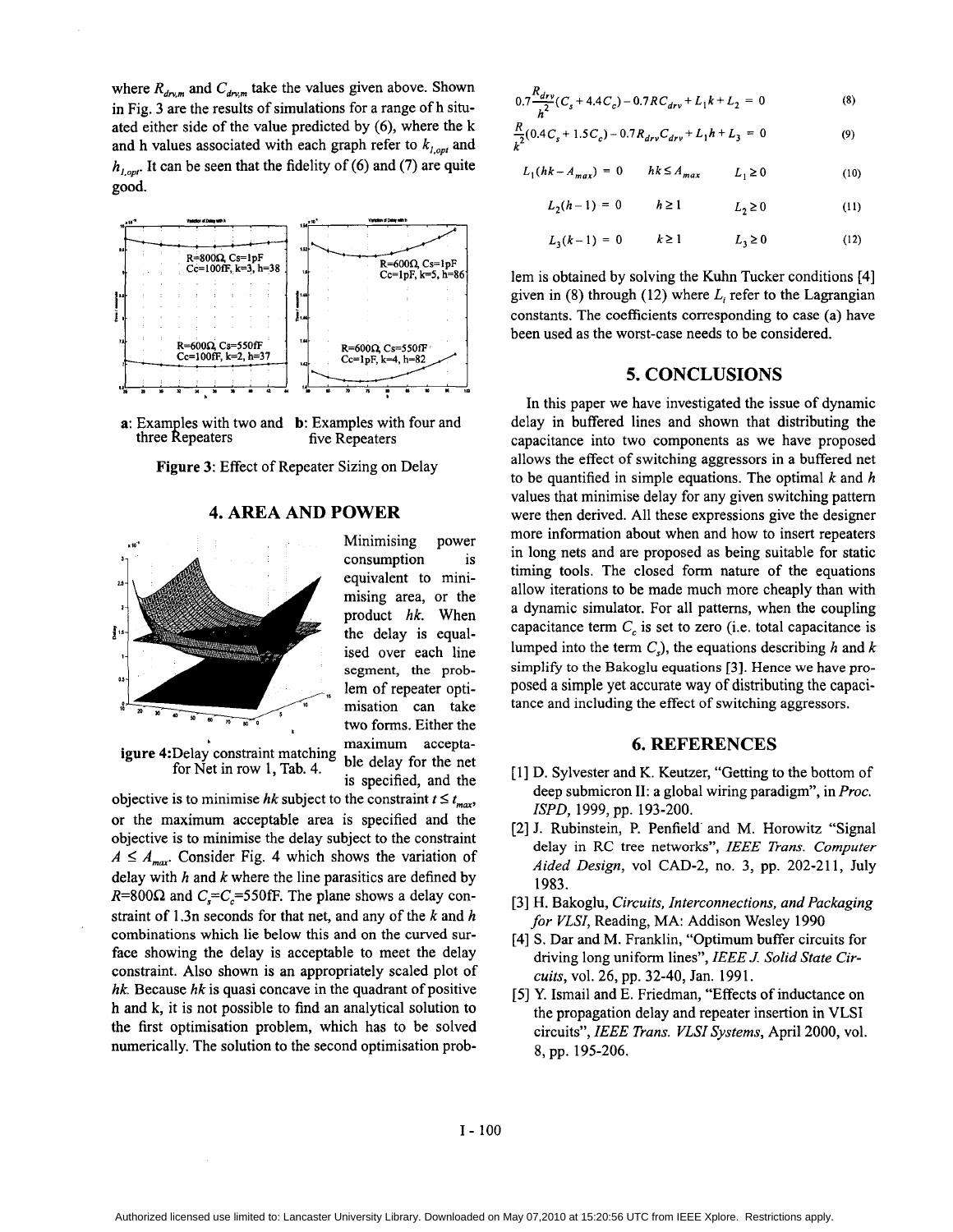where $R_{drv,m}$ and $C_{drv,m}$ take the values given above. Shown in Fig. 3 are the results of simulations for a range of h situated either side of the value predicted by (6), where the k and h values associated with each graph refer to $k_{l,opt}$ and $h_{l,opt}$. It can be seen that the fidelity of (6) and (7) are quite good.

R=800Ω, Cs=1pF
Cc=100fF, k=3, h=38

R=600Ω, Cs=550fF
Cc=100fF, k=2, h=37

R=600Ω, Cs=1pF
Cc=1pF, k=5, h=86

R=600Ω, Cs=550fF
Cc=1pF, k=4, h=82

**a**: Examples with two and three Repeaters    **b**: Examples with four and five Repeaters

**Figure 3**: Effect of Repeater Sizing on Delay

## 4. AREA AND POWER

Minimising power consumption is equivalent to minimising area, or the product *hk*. When the delay is equalised over each line segment, the problem of repeater optimisation can take two forms. Either the maximum acceptable delay for the net is specified, and the objective is to minimise *hk* subject to the constraint $t \le t_{max}$, or the maximum acceptable area is specified and the objective is to minimise the delay subject to the constraint $A \le A_{max}$. Consider Fig. 4 which shows the variation of delay with *h* and *k* where the line parasitics are defined by $R$=800Ω and $C_s$=$C_c$=550fF. The plane shows a delay constraint of 1.3n seconds for that net, and any of the *k* and *h* combinations which lie below this and on the curved surface showing the delay is acceptable to meet the delay constraint. Also shown is an appropriately scaled plot of *hk*. Because *hk* is quasi concave in the quadrant of positive h and k, it is not possible to find an analytical solution to the first optimisation problem, which has to be solved numerically. The solution to the second optimisation problem is obtained by solving the Kuhn Tucker conditions [4] given in (8) through (12) where $L_i$ refer to the Lagrangian constants. The coefficients corresponding to case (a) have been used as the worst-case needs to be considered.

**igure 4:** Delay constraint matching for Net in row 1, Tab. 4.

$$0.7\frac{R_{drv}}{h^2}(C_s + 4.4C_c) - 0.7RC_{drv} + L_1 k + L_2 = 0 \quad (8)$$

$$\frac{R}{k^2}(0.4C_s + 1.5C_c) - 0.7R_{drv}C_{drv} + L_1 h + L_3 = 0 \quad (9)$$

$$L_1(hk - A_{max}) = 0 \qquad hk \le A_{max} \qquad L_1 \ge 0 \quad (10)$$

$$L_2(h-1) = 0 \qquad h \ge 1 \qquad L_2 \ge 0 \quad (11)$$

$$L_3(k-1) = 0 \qquad k \ge 1 \qquad L_3 \ge 0 \quad (12)$$

## 5. CONCLUSIONS

In this paper we have investigated the issue of dynamic delay in buffered lines and shown that distributing the capacitance into two components as we have proposed allows the effect of switching aggressors in a buffered net to be quantified in simple equations. The optimal *k* and *h* values that minimise delay for any given switching pattern were then derived. All these expressions give the designer more information about when and how to insert repeaters in long nets and are proposed as being suitable for static timing tools. The closed form nature of the equations allow iterations to be made much more cheaply than with a dynamic simulator. For all patterns, when the coupling capacitance term $C_c$ is set to zero (i.e. total capacitance is lumped into the term $C_s$), the equations describing *h* and *k* simplify to the Bakoglu equations [3]. Hence we have proposed a simple yet accurate way of distributing the capacitance and including the effect of switching aggressors.

## 6. REFERENCES

[1] D. Sylvester and K. Keutzer, "Getting to the bottom of deep submicron II: a global wiring paradigm", in *Proc. ISPD*, 1999, pp. 193-200.

[2] J. Rubinstein, P. Penfield and M. Horowitz "Signal delay in RC tree networks", *IEEE Trans. Computer Aided Design*, vol CAD-2, no. 3, pp. 202-211, July 1983.

[3] H. Bakoglu, *Circuits, Interconnections, and Packaging for VLSI*, Reading, MA: Addison Wesley 1990

[4] S. Dar and M. Franklin, "Optimum buffer circuits for driving long uniform lines", *IEEE J. Solid State Circuits*, vol. 26, pp. 32-40, Jan. 1991.

[5] Y. Ismail and E. Friedman, "Effects of inductance on the propagation delay and repeater insertion in VLSI circuits", *IEEE Trans. VLSI Systems*, April 2000, vol. 8, pp. 195-206.